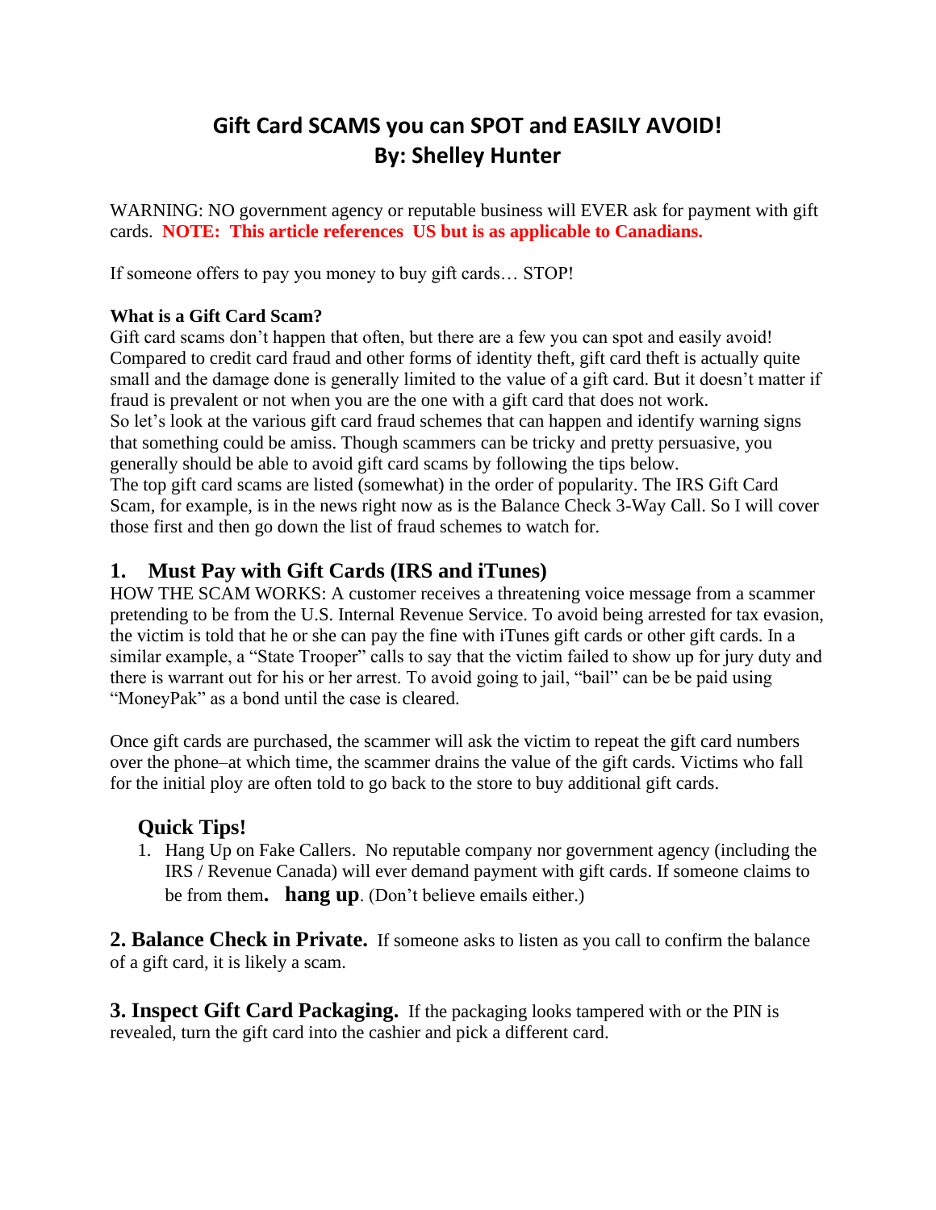# Gift Card SCAMS you can SPOT and EASILY AVOID!
## By: Shelley Hunter

WARNING: NO government agency or reputable business will EVER ask for payment with gift cards. **NOTE: This article references US but is as applicable to Canadians.**

If someone offers to pay you money to buy gift cards… STOP!

**What is a Gift Card Scam?**

Gift card scams don't happen that often, but there are a few you can spot and easily avoid! Compared to credit card fraud and other forms of identity theft, gift card theft is actually quite small and the damage done is generally limited to the value of a gift card. But it doesn't matter if fraud is prevalent or not when you are the one with a gift card that does not work.

So let's look at the various gift card fraud schemes that can happen and identify warning signs that something could be amiss. Though scammers can be tricky and pretty persuasive, you generally should be able to avoid gift card scams by following the tips below.

The top gift card scams are listed (somewhat) in the order of popularity. The IRS Gift Card Scam, for example, is in the news right now as is the Balance Check 3-Way Call. So I will cover those first and then go down the list of fraud schemes to watch for.

## 1. Must Pay with Gift Cards (IRS and iTunes)

HOW THE SCAM WORKS: A customer receives a threatening voice message from a scammer pretending to be from the U.S. Internal Revenue Service. To avoid being arrested for tax evasion, the victim is told that he or she can pay the fine with iTunes gift cards or other gift cards. In a similar example, a "State Trooper" calls to say that the victim failed to show up for jury duty and there is warrant out for his or her arrest. To avoid going to jail, "bail" can be be paid using "MoneyPak" as a bond until the case is cleared.

Once gift cards are purchased, the scammer will ask the victim to repeat the gift card numbers over the phone–at which time, the scammer drains the value of the gift cards. Victims who fall for the initial ploy are often told to go back to the store to buy additional gift cards.

### Quick Tips!

1. Hang Up on Fake Callers. No reputable company nor government agency (including the IRS / Revenue Canada) will ever demand payment with gift cards. If someone claims to be from them**. hang up**. (Don't believe emails either.)

**2. Balance Check in Private.** If someone asks to listen as you call to confirm the balance of a gift card, it is likely a scam.

**3. Inspect Gift Card Packaging.** If the packaging looks tampered with or the PIN is revealed, turn the gift card into the cashier and pick a different card.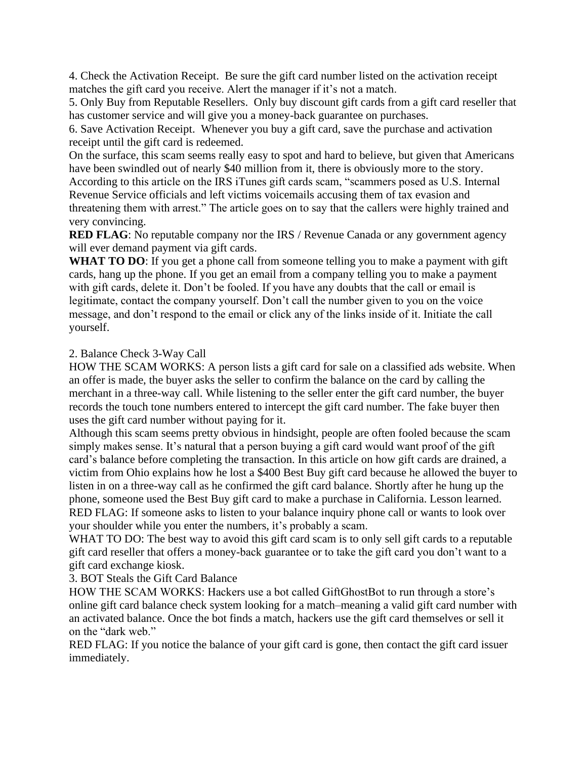4. Check the Activation Receipt. Be sure the gift card number listed on the activation receipt matches the gift card you receive. Alert the manager if it's not a match.
5. Only Buy from Reputable Resellers. Only buy discount gift cards from a gift card reseller that has customer service and will give you a money-back guarantee on purchases.
6. Save Activation Receipt. Whenever you buy a gift card, save the purchase and activation receipt until the gift card is redeemed.

On the surface, this scam seems really easy to spot and hard to believe, but given that Americans have been swindled out of nearly $40 million from it, there is obviously more to the story. According to this article on the IRS iTunes gift cards scam, "scammers posed as U.S. Internal Revenue Service officials and left victims voicemails accusing them of tax evasion and threatening them with arrest." The article goes on to say that the callers were highly trained and very convincing.

**RED FLAG**: No reputable company nor the IRS / Revenue Canada or any government agency will ever demand payment via gift cards.

**WHAT TO DO**: If you get a phone call from someone telling you to make a payment with gift cards, hang up the phone. If you get an email from a company telling you to make a payment with gift cards, delete it. Don't be fooled. If you have any doubts that the call or email is legitimate, contact the company yourself. Don't call the number given to you on the voice message, and don't respond to the email or click any of the links inside of it. Initiate the call yourself.

2. Balance Check 3-Way Call

HOW THE SCAM WORKS: A person lists a gift card for sale on a classified ads website. When an offer is made, the buyer asks the seller to confirm the balance on the card by calling the merchant in a three-way call. While listening to the seller enter the gift card number, the buyer records the touch tone numbers entered to intercept the gift card number. The fake buyer then uses the gift card number without paying for it.

Although this scam seems pretty obvious in hindsight, people are often fooled because the scam simply makes sense. It's natural that a person buying a gift card would want proof of the gift card's balance before completing the transaction. In this article on how gift cards are drained, a victim from Ohio explains how he lost a $400 Best Buy gift card because he allowed the buyer to listen in on a three-way call as he confirmed the gift card balance. Shortly after he hung up the phone, someone used the Best Buy gift card to make a purchase in California. Lesson learned.

RED FLAG: If someone asks to listen to your balance inquiry phone call or wants to look over your shoulder while you enter the numbers, it's probably a scam.

WHAT TO DO: The best way to avoid this gift card scam is to only sell gift cards to a reputable gift card reseller that offers a money-back guarantee or to take the gift card you don't want to a gift card exchange kiosk.

3. BOT Steals the Gift Card Balance

HOW THE SCAM WORKS: Hackers use a bot called GiftGhostBot to run through a store's online gift card balance check system looking for a match–meaning a valid gift card number with an activated balance. Once the bot finds a match, hackers use the gift card themselves or sell it on the "dark web."

RED FLAG: If you notice the balance of your gift card is gone, then contact the gift card issuer immediately.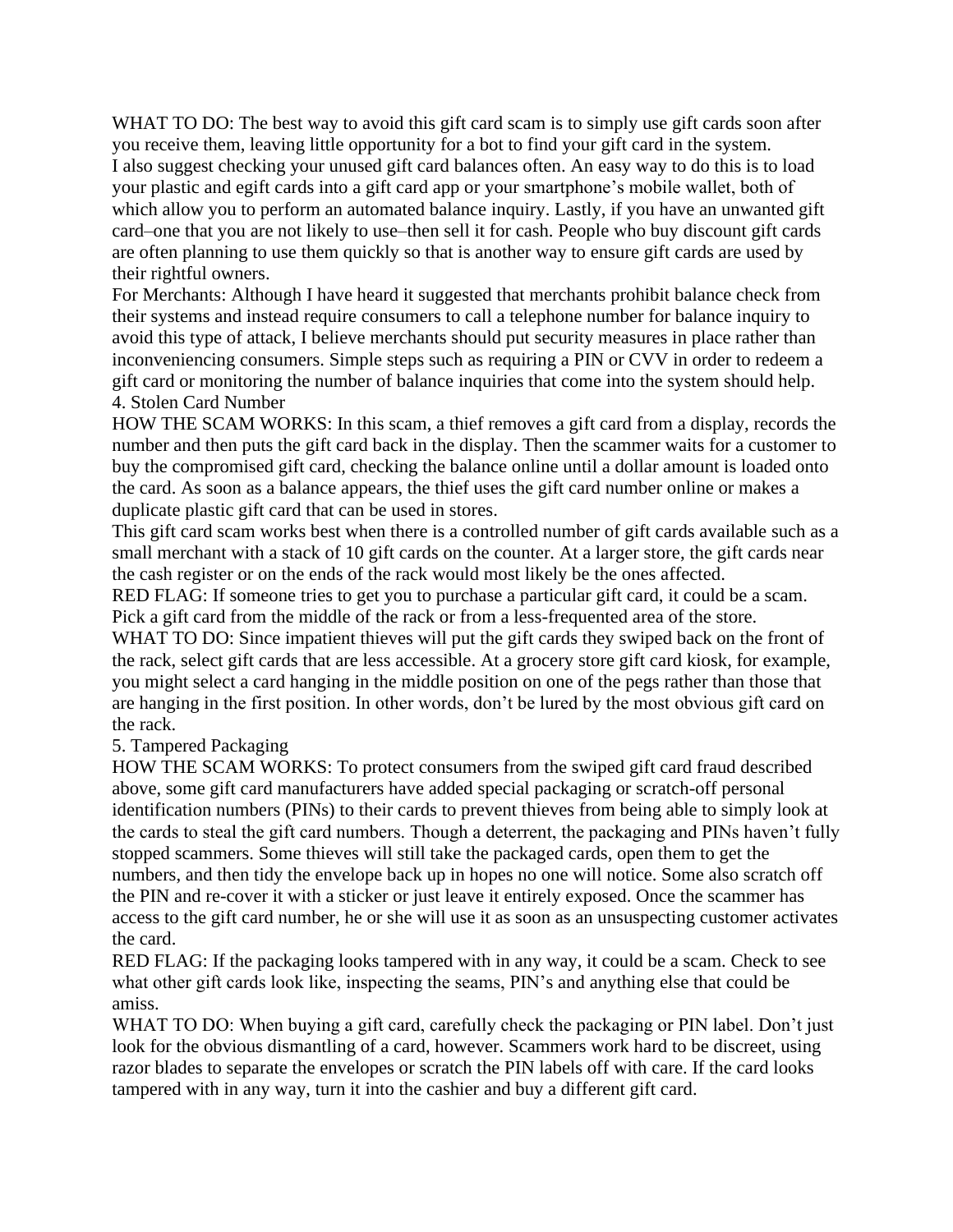WHAT TO DO: The best way to avoid this gift card scam is to simply use gift cards soon after you receive them, leaving little opportunity for a bot to find your gift card in the system.

I also suggest checking your unused gift card balances often. An easy way to do this is to load your plastic and egift cards into a gift card app or your smartphone's mobile wallet, both of which allow you to perform an automated balance inquiry. Lastly, if you have an unwanted gift card–one that you are not likely to use–then sell it for cash. People who buy discount gift cards are often planning to use them quickly so that is another way to ensure gift cards are used by their rightful owners.

For Merchants: Although I have heard it suggested that merchants prohibit balance check from their systems and instead require consumers to call a telephone number for balance inquiry to avoid this type of attack, I believe merchants should put security measures in place rather than inconveniencing consumers. Simple steps such as requiring a PIN or CVV in order to redeem a gift card or monitoring the number of balance inquiries that come into the system should help.

## 4. Stolen Card Number

HOW THE SCAM WORKS: In this scam, a thief removes a gift card from a display, records the number and then puts the gift card back in the display. Then the scammer waits for a customer to buy the compromised gift card, checking the balance online until a dollar amount is loaded onto the card. As soon as a balance appears, the thief uses the gift card number online or makes a duplicate plastic gift card that can be used in stores.

This gift card scam works best when there is a controlled number of gift cards available such as a small merchant with a stack of 10 gift cards on the counter. At a larger store, the gift cards near the cash register or on the ends of the rack would most likely be the ones affected.

RED FLAG: If someone tries to get you to purchase a particular gift card, it could be a scam. Pick a gift card from the middle of the rack or from a less-frequented area of the store.

WHAT TO DO: Since impatient thieves will put the gift cards they swiped back on the front of the rack, select gift cards that are less accessible. At a grocery store gift card kiosk, for example, you might select a card hanging in the middle position on one of the pegs rather than those that are hanging in the first position. In other words, don't be lured by the most obvious gift card on the rack.

## 5. Tampered Packaging

HOW THE SCAM WORKS: To protect consumers from the swiped gift card fraud described above, some gift card manufacturers have added special packaging or scratch-off personal identification numbers (PINs) to their cards to prevent thieves from being able to simply look at the cards to steal the gift card numbers. Though a deterrent, the packaging and PINs haven't fully stopped scammers. Some thieves will still take the packaged cards, open them to get the numbers, and then tidy the envelope back up in hopes no one will notice. Some also scratch off the PIN and re-cover it with a sticker or just leave it entirely exposed. Once the scammer has access to the gift card number, he or she will use it as soon as an unsuspecting customer activates the card.

RED FLAG: If the packaging looks tampered with in any way, it could be a scam. Check to see what other gift cards look like, inspecting the seams, PIN's and anything else that could be amiss.

WHAT TO DO: When buying a gift card, carefully check the packaging or PIN label. Don't just look for the obvious dismantling of a card, however. Scammers work hard to be discreet, using razor blades to separate the envelopes or scratch the PIN labels off with care. If the card looks tampered with in any way, turn it into the cashier and buy a different gift card.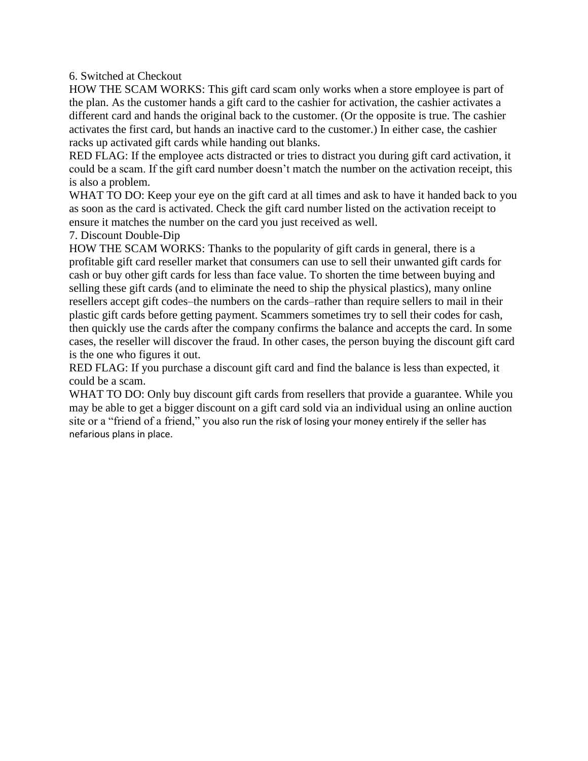6. Switched at Checkout

HOW THE SCAM WORKS: This gift card scam only works when a store employee is part of the plan. As the customer hands a gift card to the cashier for activation, the cashier activates a different card and hands the original back to the customer. (Or the opposite is true. The cashier activates the first card, but hands an inactive card to the customer.) In either case, the cashier racks up activated gift cards while handing out blanks.

RED FLAG: If the employee acts distracted or tries to distract you during gift card activation, it could be a scam. If the gift card number doesn't match the number on the activation receipt, this is also a problem.

WHAT TO DO: Keep your eye on the gift card at all times and ask to have it handed back to you as soon as the card is activated. Check the gift card number listed on the activation receipt to ensure it matches the number on the card you just received as well.

7. Discount Double-Dip

HOW THE SCAM WORKS: Thanks to the popularity of gift cards in general, there is a profitable gift card reseller market that consumers can use to sell their unwanted gift cards for cash or buy other gift cards for less than face value. To shorten the time between buying and selling these gift cards (and to eliminate the need to ship the physical plastics), many online resellers accept gift codes–the numbers on the cards–rather than require sellers to mail in their plastic gift cards before getting payment. Scammers sometimes try to sell their codes for cash, then quickly use the cards after the company confirms the balance and accepts the card. In some cases, the reseller will discover the fraud. In other cases, the person buying the discount gift card is the one who figures it out.

RED FLAG: If you purchase a discount gift card and find the balance is less than expected, it could be a scam.

WHAT TO DO: Only buy discount gift cards from resellers that provide a guarantee. While you may be able to get a bigger discount on a gift card sold via an individual using an online auction site or a "friend of a friend," you also run the risk of losing your money entirely if the seller has nefarious plans in place.